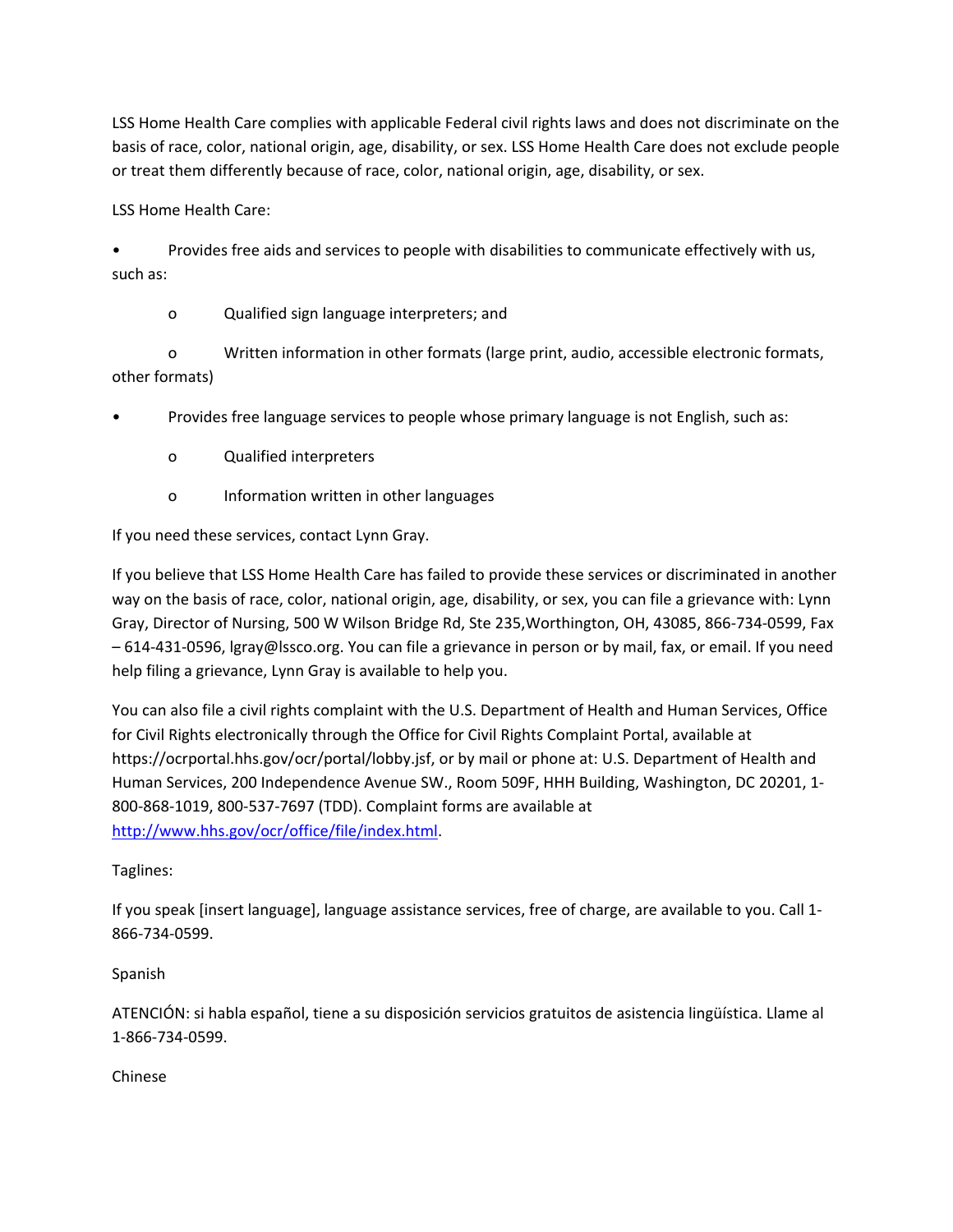LSS Home Health Care complies with applicable Federal civil rights laws and does not discriminate on the basis of race, color, national origin, age, disability, or sex. LSS Home Health Care does not exclude people or treat them differently because of race, color, national origin, age, disability, or sex.

LSS Home Health Care:

- Provides free aids and services to people with disabilities to communicate effectively with us, such as:
  - Qualified sign language interpreters; and
  - Written information in other formats (large print, audio, accessible electronic formats, other formats)
- Provides free language services to people whose primary language is not English, such as:
  - Qualified interpreters
  - Information written in other languages

If you need these services, contact Lynn Gray.

If you believe that LSS Home Health Care has failed to provide these services or discriminated in another way on the basis of race, color, national origin, age, disability, or sex, you can file a grievance with: Lynn Gray, Director of Nursing, 500 W Wilson Bridge Rd, Ste 235,Worthington, OH, 43085, 866-734-0599, Fax – 614-431-0596, lgray@lssco.org. You can file a grievance in person or by mail, fax, or email. If you need help filing a grievance, Lynn Gray is available to help you.

You can also file a civil rights complaint with the U.S. Department of Health and Human Services, Office for Civil Rights electronically through the Office for Civil Rights Complaint Portal, available at https://ocrportal.hhs.gov/ocr/portal/lobby.jsf, or by mail or phone at: U.S. Department of Health and Human Services, 200 Independence Avenue SW., Room 509F, HHH Building, Washington, DC 20201, 1-800-868-1019, 800-537-7697 (TDD). Complaint forms are available at [http://www.hhs.gov/ocr/office/file/index.html](http://www.hhs.gov/ocr/office/file/index.html).

Taglines:

If you speak [insert language], language assistance services, free of charge, are available to you. Call 1-866-734-0599.

Spanish

ATENCIÓN: si habla español, tiene a su disposición servicios gratuitos de asistencia lingüística. Llame al 1-866-734-0599.

Chinese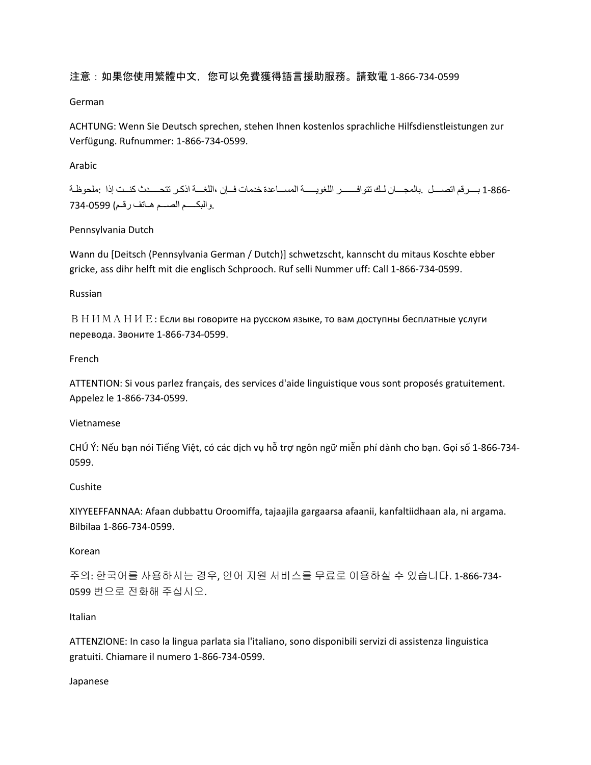注意：如果您使用繁體中文，您可以免費獲得語言援助服務。請致電 1-866-734-0599

German

ACHTUNG: Wenn Sie Deutsch sprechen, stehen Ihnen kostenlos sprachliche Hilfsdienstleistungen zur Verfügung. Rufnummer: 1-866-734-0599.

Arabic

ملحوظة: إذا كنت تتحدث اذكر اللغة، فإن خدمات المساعدة اللغوية تتوافر لك بالمجان. اتصل برقم 1-866-734-0599 (رقم هاتف الصم والبكم).

Pennsylvania Dutch

Wann du [Deitsch (Pennsylvania German / Dutch)] schwetzscht, kannscht du mitaus Koschte ebber gricke, ass dihr helft mit die englisch Schprooch. Ruf selli Nummer uff: Call 1-866-734-0599.

Russian

ВНИМАНИЕ: Если вы говорите на русском языке, то вам доступны бесплатные услуги перевода. Звоните 1-866-734-0599.

French

ATTENTION: Si vous parlez français, des services d'aide linguistique vous sont proposés gratuitement. Appelez le 1-866-734-0599.

Vietnamese

CHÚ Ý: Nếu bạn nói Tiếng Việt, có các dịch vụ hỗ trợ ngôn ngữ miễn phí dành cho bạn. Gọi số 1-866-734-0599.

Cushite

XIYYEEFFANNAA: Afaan dubbattu Oroomiffa, tajaajila gargaarsa afaanii, kanfaltiidhaan ala, ni argama. Bilbilaa 1-866-734-0599.

Korean

주의: 한국어를 사용하시는 경우, 언어 지원 서비스를 무료로 이용하실 수 있습니다. 1-866-734-0599 번으로 전화해 주십시오.

Italian

ATTENZIONE: In caso la lingua parlata sia l'italiano, sono disponibili servizi di assistenza linguistica gratuiti. Chiamare il numero 1-866-734-0599.

Japanese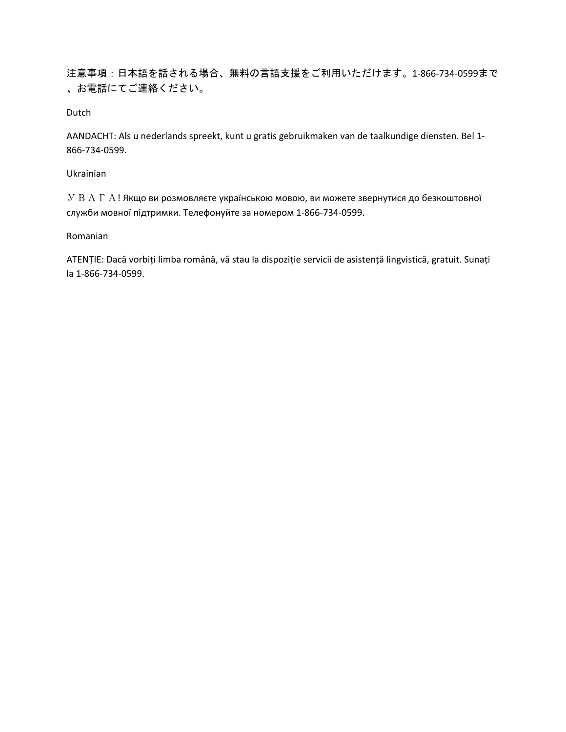注意事項：日本語を話される場合、無料の言語支援をご利用いただけます。1-866-734-0599まで、お電話にてご連絡ください。

Dutch

AANDACHT: Als u nederlands spreekt, kunt u gratis gebruikmaken van de taalkundige diensten. Bel 1-866-734-0599.

Ukrainian

УВАГА! Якщо ви розмовляєте українською мовою, ви можете звернутися до безкоштовної служби мовної підтримки. Телефонуйте за номером 1-866-734-0599.

Romanian

ATENȚIE: Dacă vorbiți limba română, vă stau la dispoziție servicii de asistență lingvistică, gratuit. Sunați la 1-866-734-0599.